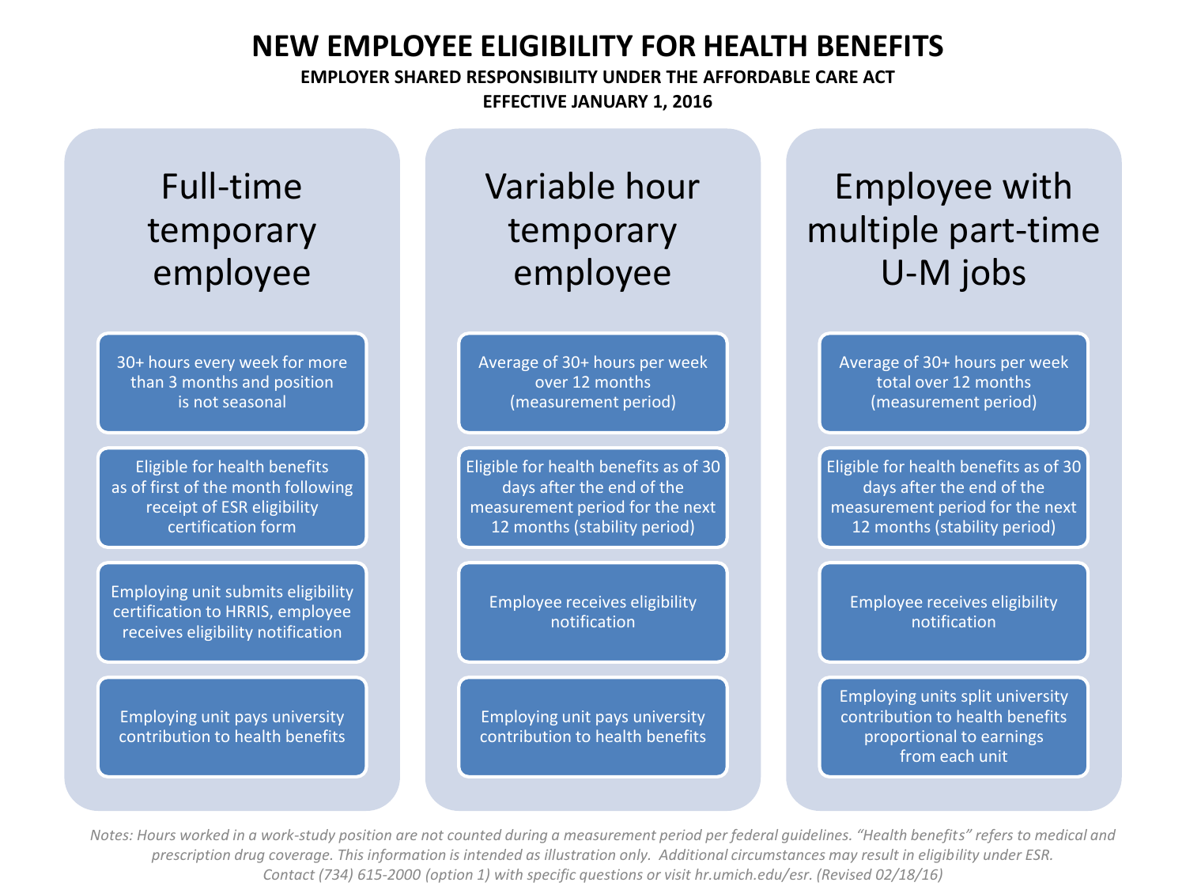# NEW EMPLOYEE ELIGIBILITY FOR HEALTH BENEFITS

**EMPLOYER SHARED RESPONSIBILITY UNDER THE AFFORDABLE CARE ACT**

**EFFECTIVE JANUARY 1, 2016**

## Full-time temporary employee

- 30+ hours every week for more than 3 months and position is not seasonal
- Eligible for health benefits as of first of the month following receipt of ESR eligibility certification form
- Employing unit submits eligibility certification to HRRIS, employee receives eligibility notification
- Employing unit pays university contribution to health benefits

## Variable hour temporary employee

- Average of 30+ hours per week over 12 months (measurement period)
- Eligible for health benefits as of 30 days after the end of the measurement period for the next 12 months (stability period)
- Employee receives eligibility notification
- Employing unit pays university contribution to health benefits

## Employee with multiple part-time U-M jobs

- Average of 30+ hours per week total over 12 months (measurement period)
- Eligible for health benefits as of 30 days after the end of the measurement period for the next 12 months (stability period)
- Employee receives eligibility notification
- Employing units split university contribution to health benefits proportional to earnings from each unit

*Notes: Hours worked in a work-study position are not counted during a measurement period per federal guidelines. "Health benefits" refers to medical and prescription drug coverage. This information is intended as illustration only. Additional circumstances may result in eligibility under ESR. Contact (734) 615-2000 (option 1) with specific questions or visit hr.umich.edu/esr. (Revised 02/18/16)*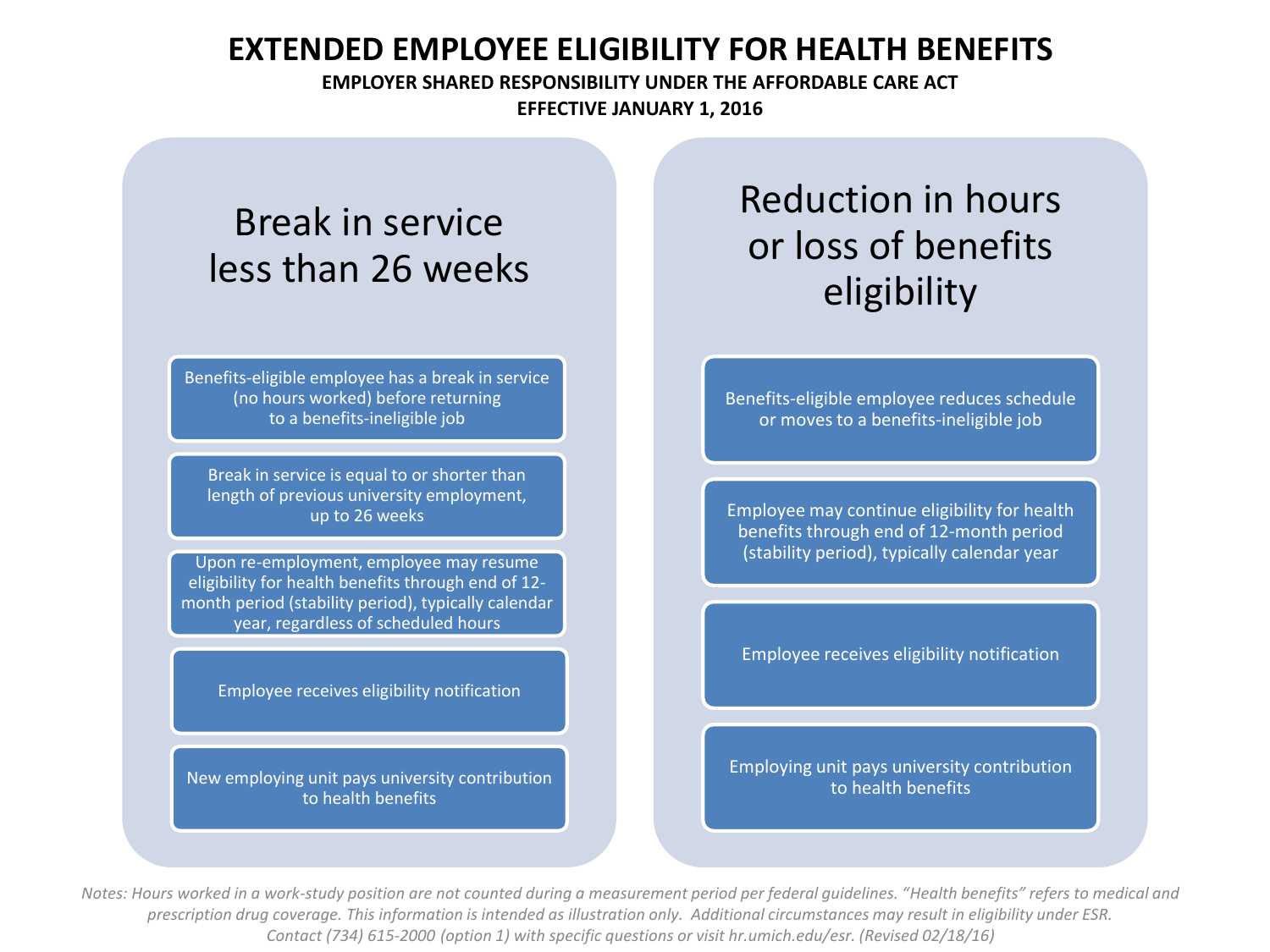# EXTENDED EMPLOYEE ELIGIBILITY FOR HEALTH BENEFITS

**EMPLOYER SHARED RESPONSIBILITY UNDER THE AFFORDABLE CARE ACT**

**EFFECTIVE JANUARY 1, 2016**

## Break in service less than 26 weeks

- Benefits-eligible employee has a break in service (no hours worked) before returning to a benefits-ineligible job
- Break in service is equal to or shorter than length of previous university employment, up to 26 weeks
- Upon re-employment, employee may resume eligibility for health benefits through end of 12-month period (stability period), typically calendar year, regardless of scheduled hours
- Employee receives eligibility notification
- New employing unit pays university contribution to health benefits

## Reduction in hours or loss of benefits eligibility

- Benefits-eligible employee reduces schedule or moves to a benefits-ineligible job
- Employee may continue eligibility for health benefits through end of 12-month period (stability period), typically calendar year
- Employee receives eligibility notification
- Employing unit pays university contribution to health benefits

*Notes: Hours worked in a work-study position are not counted during a measurement period per federal guidelines. "Health benefits" refers to medical and prescription drug coverage. This information is intended as illustration only. Additional circumstances may result in eligibility under ESR. Contact (734) 615-2000 (option 1) with specific questions or visit hr.umich.edu/esr. (Revised 02/18/16)*